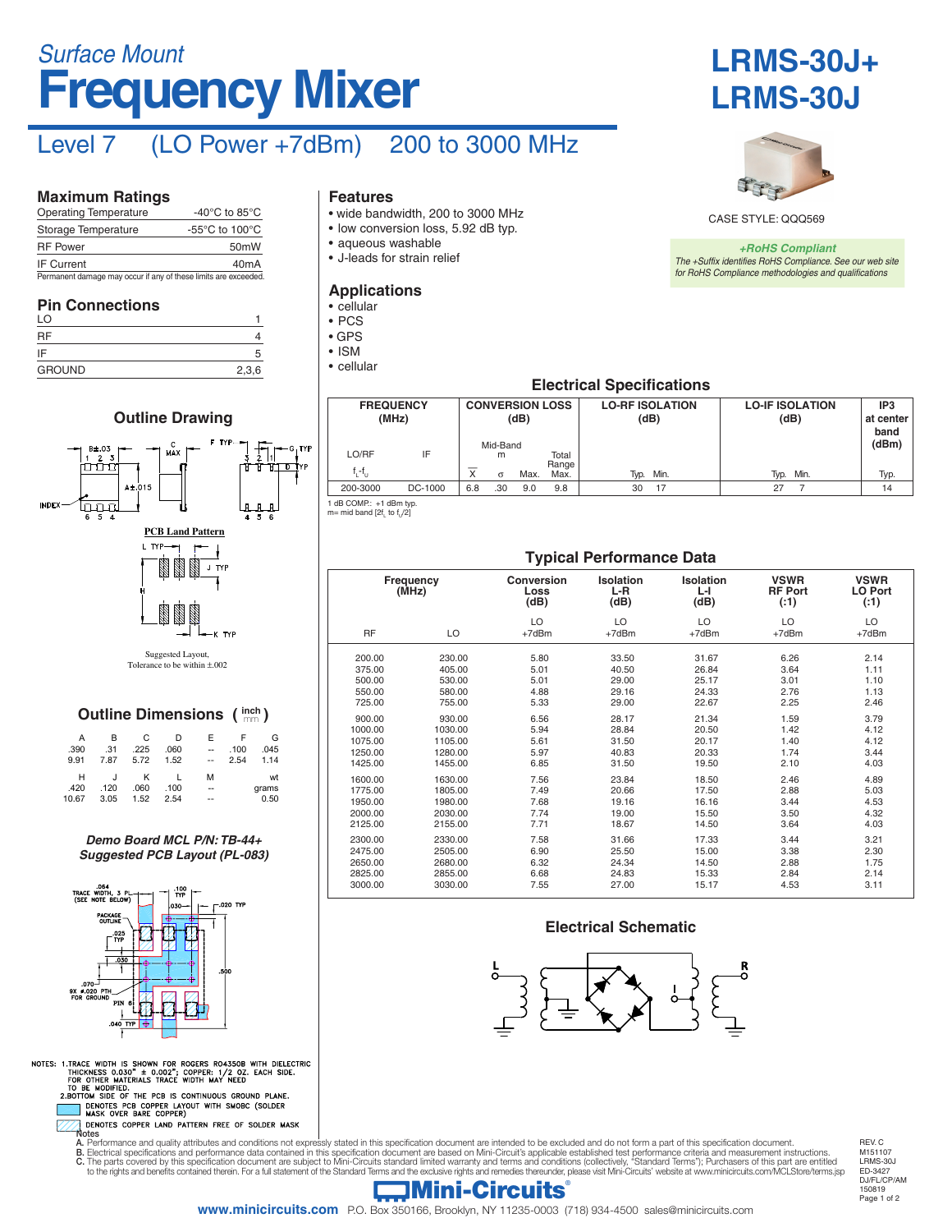*Surface Mount*

# Frequency Mixer

# LRMS-30J+
# LRMS-30J

## Level 7 (LO Power +7dBm) 200 to 3000 MHz

CASE STYLE: QQQ569

*+RoHS Compliant*
*The +Suffix identifies RoHS Compliance. See our web site for RoHS Compliance methodologies and qualifications*

## Maximum Ratings

| | |
|---|---|
| Operating Temperature | -40°C to 85°C |
| Storage Temperature | -55°C to 100°C |
| RF Power | 50mW |
| IF Current | 40mA |

Permanent damage may occur if any of these limits are exceeded.

## Pin Connections

| | |
|---|---|
| LO | 1 |
| RF | 4 |
| IF | 5 |
| GROUND | 2,3,6 |

## Features

- wide bandwidth, 200 to 3000 MHz
- low conversion loss, 5.92 dB typ.
- aqueous washable
- J-leads for strain relief

## Applications

- cellular
- PCS
- GPS
- ISM
- cellular

## Electrical Specifications

| FREQUENCY (MHz) | | CONVERSION LOSS (dB) | | | | LO-RF ISOLATION (dB) | | LO-IF ISOLATION (dB) | | IP3 at center band (dBm) |
|---|---|---|---|---|---|---|---|---|---|---|
| LO/RF | IF | Mid-Band m | | | Total Range | | | | | |
| $f_L$-$f_U$ | | $\bar{X}$ | σ | Max. | Max. | Typ. | Min. | Typ. | Min. | Typ. |
| 200-3000 | DC-1000 | 6.8 | .30 | 9.0 | 9.8 | 30 | 17 | 27 | 7 | 14 |

1 dB COMP.: +1 dBm typ.
m= mid band [$2f_L$ to $f_U/2$]

## Outline Drawing

PCB Land Pattern

Suggested Layout, Tolerance to be within ±.002

## Outline Dimensions (inch / mm)

| A | B | C | D | E | F | G |
|---|---|---|---|---|---|---|
| .390 | .31 | .225 | .060 | -- | .100 | .045 |
| 9.91 | 7.87 | 5.72 | 1.52 | -- | 2.54 | 1.14 |

| H | J | K | L | M | wt |
|---|---|---|---|---|---|
| .420 | .120 | .060 | .100 | -- | grams |
| 10.67 | 3.05 | 1.52 | 2.54 | -- | 0.50 |

## Typical Performance Data

| Frequency (MHz) RF | LO | Conversion Loss (dB) LO +7dBm | Isolation L-R (dB) LO +7dBm | Isolation L-I (dB) LO +7dBm | VSWR RF Port (:1) LO +7dBm | VSWR LO Port (:1) LO +7dBm |
|---|---|---|---|---|---|---|
| 200.00 | 230.00 | 5.80 | 33.50 | 31.67 | 6.26 | 2.14 |
| 375.00 | 405.00 | 5.01 | 40.50 | 26.84 | 3.64 | 1.11 |
| 500.00 | 530.00 | 5.01 | 29.00 | 25.17 | 3.01 | 1.10 |
| 550.00 | 580.00 | 4.88 | 29.16 | 24.33 | 2.76 | 1.13 |
| 725.00 | 755.00 | 5.33 | 29.00 | 22.67 | 2.25 | 2.46 |
| 900.00 | 930.00 | 6.56 | 28.17 | 21.34 | 1.59 | 3.79 |
| 1000.00 | 1030.00 | 5.94 | 28.84 | 20.50 | 1.42 | 4.12 |
| 1075.00 | 1105.00 | 5.61 | 31.50 | 20.17 | 1.40 | 4.12 |
| 1250.00 | 1280.00 | 5.97 | 40.83 | 20.33 | 1.74 | 3.44 |
| 1425.00 | 1455.00 | 6.85 | 31.50 | 19.50 | 2.10 | 4.03 |
| 1600.00 | 1630.00 | 7.56 | 23.84 | 18.50 | 2.46 | 4.89 |
| 1775.00 | 1805.00 | 7.49 | 20.66 | 17.50 | 2.88 | 5.03 |
| 1950.00 | 1980.00 | 7.68 | 19.16 | 16.16 | 3.44 | 4.53 |
| 2000.00 | 2030.00 | 7.74 | 19.00 | 15.50 | 3.50 | 4.32 |
| 2125.00 | 2155.00 | 7.71 | 18.67 | 14.50 | 3.64 | 4.03 |
| 2300.00 | 2330.00 | 7.58 | 31.66 | 17.33 | 3.44 | 3.21 |
| 2475.00 | 2505.00 | 6.90 | 25.50 | 15.00 | 3.38 | 2.30 |
| 2650.00 | 2680.00 | 6.32 | 24.34 | 14.50 | 2.88 | 1.75 |
| 2825.00 | 2855.00 | 6.68 | 24.83 | 15.33 | 2.84 | 2.14 |
| 3000.00 | 3030.00 | 7.55 | 27.00 | 15.17 | 4.53 | 3.11 |

## Electrical Schematic

*Demo Board MCL P/N: TB-44+*
*Suggested PCB Layout (PL-083)*

NOTES: 1.TRACE WIDTH IS SHOWN FOR ROGERS RO4350B WITH DIELECTRIC THICKNESS 0.030" ± 0.002"; COPPER: 1/2 OZ. EACH SIDE. FOR OTHER MATERIALS TRACE WIDTH MAY NEED TO BE MODIFIED.
2.BOTTOM SIDE OF THE PCB IS CONTINUOUS GROUND PLANE.
DENOTES PCB COPPER LAYOUT WITH SMOBC (SOLDER MASK OVER BARE COPPER)
DENOTES COPPER LAND PATTERN FREE OF SOLDER MASK

Notes
A. Performance and quality attributes and conditions not expressly stated in this specification document are intended to be excluded and do not form a part of this specification document.
B. Electrical specifications and performance data contained in this specification document are based on Mini-Circuit's applicable established test performance criteria and measurement instructions.
C. The parts covered by this specification document are subject to Mini-Circuits standard limited warranty and terms and conditions (collectively, "Standard Terms"); Purchasers of this part are entitled to the rights and benefits contained therein. For a full statement of the Standard Terms and the exclusive rights and remedies thereunder, please visit Mini-Circuits' website at www.minicircuits.com/MCLStore/terms.jsp

REV. C
M151107
LRMS-30J
ED-3427
DJ/FL/CP/AM
150819

Mini-Circuits®
www.minicircuits.com P.O. Box 350166, Brooklyn, NY 11235-0003 (718) 934-4500 sales@minicircuits.com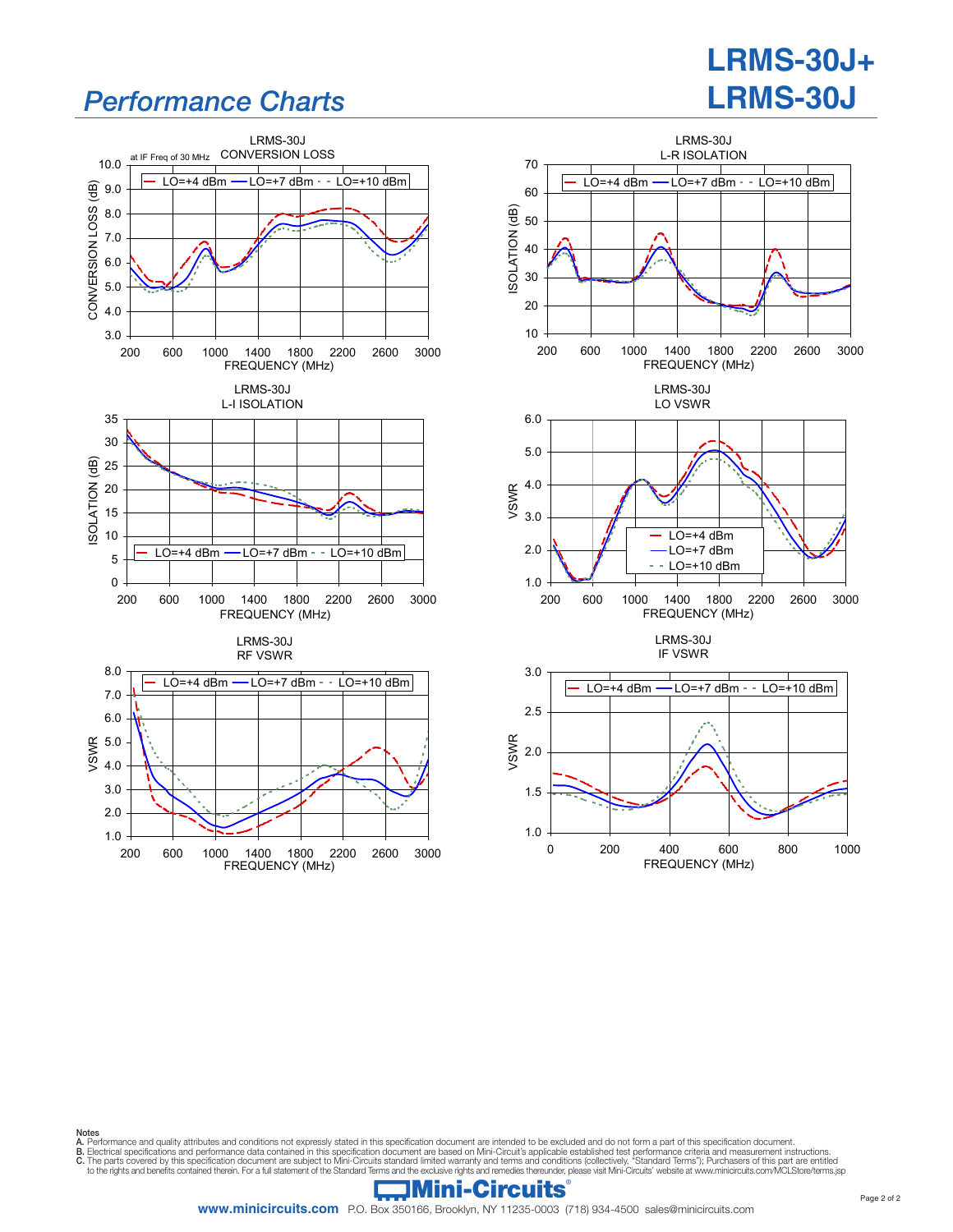# LRMS-30J+
# LRMS-30J

## *Performance Charts*

LRMS-30J
CONVERSION LOSS
at IF Freq of 30 MHz
LO=+4 dBm LO=+7 dBm LO=+10 dBm
CONVERSION LOSS (dB)
10.0 9.0 8.0 7.0 6.0 5.0 4.0 3.0
200 600 1000 1400 1800 2200 2600 3000
FREQUENCY (MHz)

LRMS-30J
L-R ISOLATION
LO=+4 dBm LO=+7 dBm LO=+10 dBm
ISOLATION (dB)
70 60 50 40 30 20 10
200 600 1000 1400 1800 2200 2600 3000
FREQUENCY (MHz)

LRMS-30J
L-I ISOLATION
LO=+4 dBm LO=+7 dBm LO=+10 dBm
ISOLATION (dB)
35 30 25 20 15 10 5 0
200 600 1000 1400 1800 2200 2600 3000
FREQUENCY (MHz)

LRMS-30J
LO VSWR
LO=+4 dBm
LO=+7 dBm
LO=+10 dBm
VSWR
6.0 5.0 4.0 3.0 2.0 1.0
200 600 1000 1400 1800 2200 2600 3000
FREQUENCY (MHz)

LRMS-30J
RF VSWR
LO=+4 dBm LO=+7 dBm LO=+10 dBm
VSWR
8.0 7.0 6.0 5.0 4.0 3.0 2.0 1.0
200 600 1000 1400 1800 2200 2600 3000
FREQUENCY (MHz)

LRMS-30J
IF VSWR
LO=+4 dBm LO=+7 dBm LO=+10 dBm
VSWR
3.0 2.5 2.0 1.5 1.0
0 200 400 600 800 1000
FREQUENCY (MHz)

**Notes**

**A.** Performance and quality attributes and conditions not expressly stated in this specification document are intended to be excluded and do not form a part of this specification document.
**B.** Electrical specifications and performance data contained in this specification document are based on Mini-Circuit's applicable established test performance criteria and measurement instructions.
**C.** The parts covered by this specification document are subject to Mini-Circuits standard limited warranty and terms and conditions (collectively, "Standard Terms"); Purchasers of this part are entitled to the rights and benefits contained therein. For a full statement of the Standard Terms and the exclusive rights and remedies thereunder, please visit Mini-Circuits' website at www.minicircuits.com/MCLStore/terms.jsp

**Mini-Circuits®**

**www.minicircuits.com** P.O. Box 350166, Brooklyn, NY 11235-0003 (718) 934-4500 sales@minicircuits.com